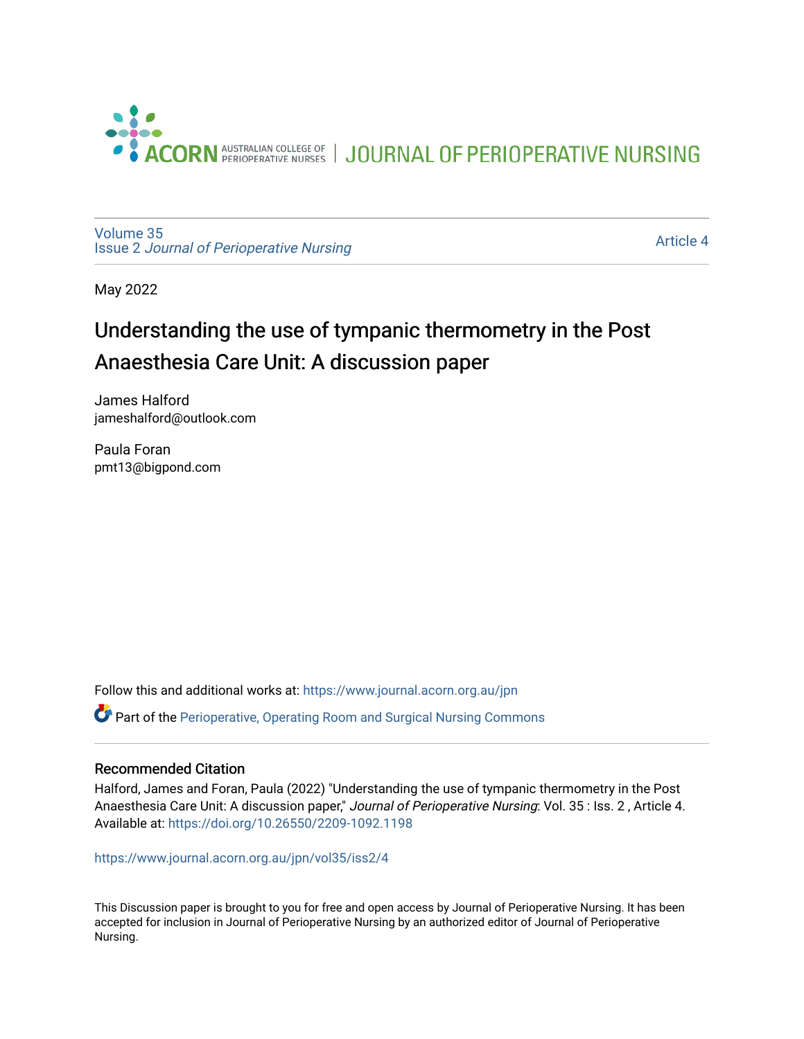ACORN AUSTRALIAN COLLEGE OF PERIOPERATIVE NURSES | JOURNAL OF PERIOPERATIVE NURSING

Volume 35
Issue 2 *Journal of Perioperative Nursing*

Article 4

May 2022

# Understanding the use of tympanic thermometry in the Post Anaesthesia Care Unit: A discussion paper

James Halford
jameshalford@outlook.com

Paula Foran
pmt13@bigpond.com

Follow this and additional works at: https://www.journal.acorn.org.au/jpn

Part of the Perioperative, Operating Room and Surgical Nursing Commons

### Recommended Citation

Halford, James and Foran, Paula (2022) "Understanding the use of tympanic thermometry in the Post Anaesthesia Care Unit: A discussion paper," *Journal of Perioperative Nursing*: Vol. 35 : Iss. 2 , Article 4. Available at: https://doi.org/10.26550/2209-1092.1198

https://www.journal.acorn.org.au/jpn/vol35/iss2/4

This Discussion paper is brought to you for free and open access by Journal of Perioperative Nursing. It has been accepted for inclusion in Journal of Perioperative Nursing by an authorized editor of Journal of Perioperative Nursing.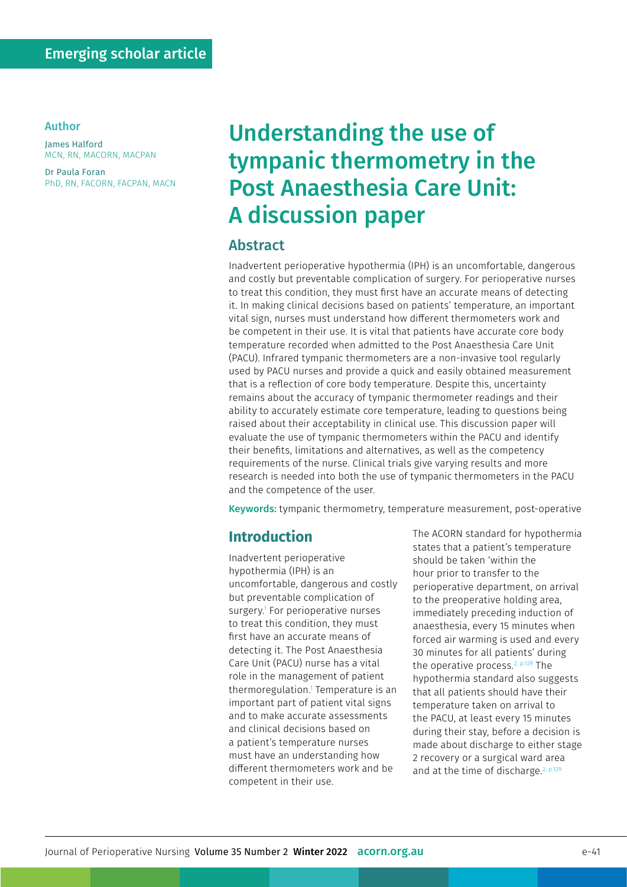Emerging scholar article

**Author**

James Halford
MCN, RN, MACORN, MACPAN

Dr Paula Foran
PhD, RN, FACORN, FACPAN, MACN

# Understanding the use of tympanic thermometry in the Post Anaesthesia Care Unit: A discussion paper

## Abstract

Inadvertent perioperative hypothermia (IPH) is an uncomfortable, dangerous and costly but preventable complication of surgery. For perioperative nurses to treat this condition, they must first have an accurate means of detecting it. In making clinical decisions based on patients' temperature, an important vital sign, nurses must understand how different thermometers work and be competent in their use. It is vital that patients have accurate core body temperature recorded when admitted to the Post Anaesthesia Care Unit (PACU). Infrared tympanic thermometers are a non-invasive tool regularly used by PACU nurses and provide a quick and easily obtained measurement that is a reflection of core body temperature. Despite this, uncertainty remains about the accuracy of tympanic thermometer readings and their ability to accurately estimate core temperature, leading to questions being raised about their acceptability in clinical use. This discussion paper will evaluate the use of tympanic thermometers within the PACU and identify their benefits, limitations and alternatives, as well as the competency requirements of the nurse. Clinical trials give varying results and more research is needed into both the use of tympanic thermometers in the PACU and the competence of the user.

**Keywords:** tympanic thermometry, temperature measurement, post-operative

## Introduction

Inadvertent perioperative hypothermia (IPH) is an uncomfortable, dangerous and costly but preventable complication of surgery.[1] For perioperative nurses to treat this condition, they must first have an accurate means of detecting it. The Post Anaesthesia Care Unit (PACU) nurse has a vital role in the management of patient thermoregulation.[1] Temperature is an important part of patient vital signs and to make accurate assessments and clinical decisions based on a patient's temperature nurses must have an understanding how different thermometers work and be competent in their use.

The ACORN standard for hypothermia states that a patient's temperature should be taken 'within the hour prior to transfer to the perioperative department, on arrival to the preoperative holding area, immediately preceding induction of anaesthesia, every 15 minutes when forced air warming is used and every 30 minutes for all patients' during the operative process.[2, p.129] The hypothermia standard also suggests that all patients should have their temperature taken on arrival to the PACU, at least every 15 minutes during their stay, before a decision is made about discharge to either stage 2 recovery or a surgical ward area and at the time of discharge.[2, p.129]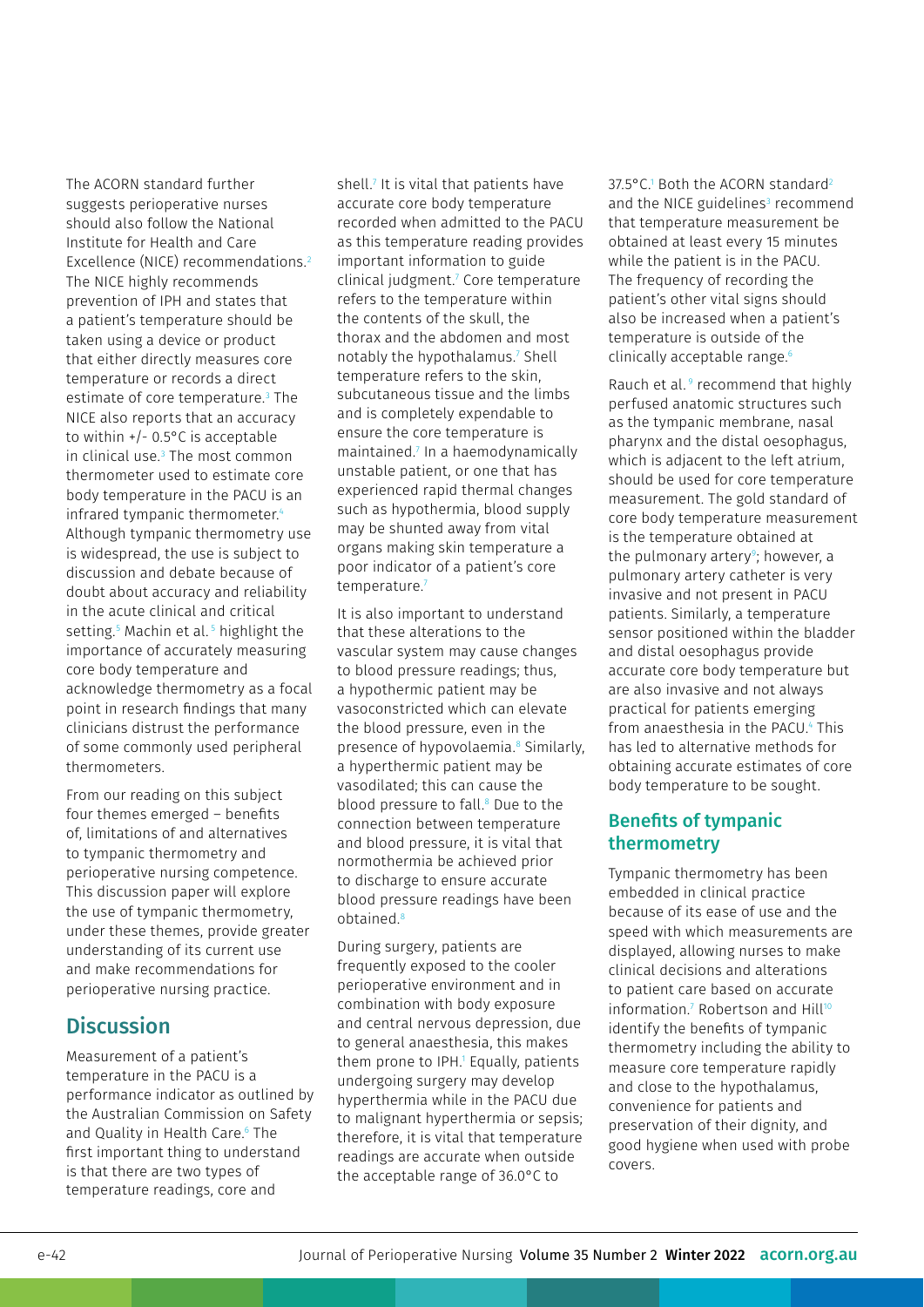The ACORN standard further suggests perioperative nurses should also follow the National Institute for Health and Care Excellence (NICE) recommendations.[2] The NICE highly recommends prevention of IPH and states that a patient's temperature should be taken using a device or product that either directly measures core temperature or records a direct estimate of core temperature.[3] The NICE also reports that an accuracy to within +/- 0.5°C is acceptable in clinical use.[3] The most common thermometer used to estimate core body temperature in the PACU is an infrared tympanic thermometer.[4] Although tympanic thermometry use is widespread, the use is subject to discussion and debate because of doubt about accuracy and reliability in the acute clinical and critical setting.[5] Machin et al.[5] highlight the importance of accurately measuring core body temperature and acknowledge thermometry as a focal point in research findings that many clinicians distrust the performance of some commonly used peripheral thermometers.

From our reading on this subject four themes emerged – benefits of, limitations of and alternatives to tympanic thermometry and perioperative nursing competence. This discussion paper will explore the use of tympanic thermometry, under these themes, provide greater understanding of its current use and make recommendations for perioperative nursing practice.

## Discussion

Measurement of a patient's temperature in the PACU is a performance indicator as outlined by the Australian Commission on Safety and Quality in Health Care.[6] The first important thing to understand is that there are two types of temperature readings, core and shell.[7] It is vital that patients have accurate core body temperature recorded when admitted to the PACU as this temperature reading provides important information to guide clinical judgment.[7] Core temperature refers to the temperature within the contents of the skull, the thorax and the abdomen and most notably the hypothalamus.[7] Shell temperature refers to the skin, subcutaneous tissue and the limbs and is completely expendable to ensure the core temperature is maintained.[7] In a haemodynamically unstable patient, or one that has experienced rapid thermal changes such as hypothermia, blood supply may be shunted away from vital organs making skin temperature a poor indicator of a patient's core temperature.[7]

It is also important to understand that these alterations to the vascular system may cause changes to blood pressure readings; thus, a hypothermic patient may be vasoconstricted which can elevate the blood pressure, even in the presence of hypovolaemia.[8] Similarly, a hyperthermic patient may be vasodilated; this can cause the blood pressure to fall.[8] Due to the connection between temperature and blood pressure, it is vital that normothermia be achieved prior to discharge to ensure accurate blood pressure readings have been obtained.[8]

During surgery, patients are frequently exposed to the cooler perioperative environment and in combination with body exposure and central nervous depression, due to general anaesthesia, this makes them prone to IPH.[1] Equally, patients undergoing surgery may develop hyperthermia while in the PACU due to malignant hyperthermia or sepsis; therefore, it is vital that temperature readings are accurate when outside the acceptable range of 36.0°C to 37.5°C.[1] Both the ACORN standard[2] and the NICE guidelines[3] recommend that temperature measurement be obtained at least every 15 minutes while the patient is in the PACU. The frequency of recording the patient's other vital signs should also be increased when a patient's temperature is outside of the clinically acceptable range.[6]

Rauch et al.[9] recommend that highly perfused anatomic structures such as the tympanic membrane, nasal pharynx and the distal oesophagus, which is adjacent to the left atrium, should be used for core temperature measurement. The gold standard of core body temperature measurement is the temperature obtained at the pulmonary artery[9]; however, a pulmonary artery catheter is very invasive and not present in PACU patients. Similarly, a temperature sensor positioned within the bladder and distal oesophagus provide accurate core body temperature but are also invasive and not always practical for patients emerging from anaesthesia in the PACU.[4] This has led to alternative methods for obtaining accurate estimates of core body temperature to be sought.

### Benefits of tympanic thermometry

Tympanic thermometry has been embedded in clinical practice because of its ease of use and the speed with which measurements are displayed, allowing nurses to make clinical decisions and alterations to patient care based on accurate information.[7] Robertson and Hill[10] identify the benefits of tympanic thermometry including the ability to measure core temperature rapidly and close to the hypothalamus, convenience for patients and preservation of their dignity, and good hygiene when used with probe covers.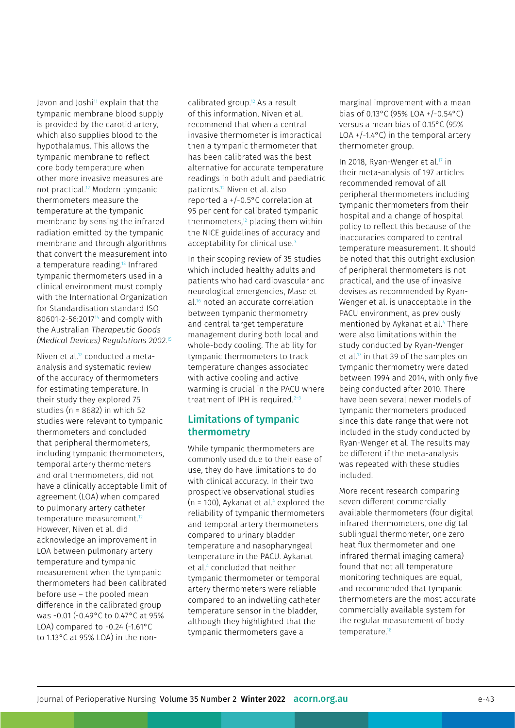Jevon and Joshi[11] explain that the tympanic membrane blood supply is provided by the carotid artery, which also supplies blood to the hypothalamus. This allows the tympanic membrane to reflect core body temperature when other more invasive measures are not practical.[12] Modern tympanic thermometers measure the temperature at the tympanic membrane by sensing the infrared radiation emitted by the tympanic membrane and through algorithms that convert the measurement into a temperature reading.[13] Infrared tympanic thermometers used in a clinical environment must comply with the International Organization for Standardisation standard ISO 80601-2-56:2017[14] and comply with the Australian *Therapeutic Goods (Medical Devices) Regulations 2002*.[15]

Niven et al.[12] conducted a meta-analysis and systematic review of the accuracy of thermometers for estimating temperature. In their study they explored 75 studies (n = 8682) in which 52 studies were relevant to tympanic thermometers and concluded that peripheral thermometers, including tympanic thermometers, temporal artery thermometers and oral thermometers, did not have a clinically acceptable limit of agreement (LOA) when compared to pulmonary artery catheter temperature measurement.[12] However, Niven et al. did acknowledge an improvement in LOA between pulmonary artery temperature and tympanic measurement when the tympanic thermometers had been calibrated before use – the pooled mean difference in the calibrated group was -0.01 (-0.49°C to 0.47°C at 95% LOA) compared to -0.24 (-1.61°C to 1.13°C at 95% LOA) in the non-calibrated group.[12] As a result of this information, Niven et al. recommend that when a central invasive thermometer is impractical then a tympanic thermometer that has been calibrated was the best alternative for accurate temperature readings in both adult and paediatric patients.[12] Niven et al. also reported a +/-0.5°C correlation at 95 per cent for calibrated tympanic thermometers,[12] placing them within the NICE guidelines of accuracy and acceptability for clinical use.[3]

In their scoping review of 35 studies which included healthy adults and patients who had cardiovascular and neurological emergencies, Mase et al.[16] noted an accurate correlation between tympanic thermometry and central target temperature management during both local and whole-body cooling. The ability for tympanic thermometers to track temperature changes associated with active cooling and active warming is crucial in the PACU where treatment of IPH is required.[2–3]

## Limitations of tympanic thermometry

While tympanic thermometers are commonly used due to their ease of use, they do have limitations to do with clinical accuracy. In their two prospective observational studies (n = 100), Aykanat et al.[4] explored the reliability of tympanic thermometers and temporal artery thermometers compared to urinary bladder temperature and nasopharyngeal temperature in the PACU. Aykanat et al.[4] concluded that neither tympanic thermometer or temporal artery thermometers were reliable compared to an indwelling catheter temperature sensor in the bladder, although they highlighted that the tympanic thermometers gave a marginal improvement with a mean bias of 0.13°C (95% LOA +/-0.54°C) versus a mean bias of 0.15°C (95% LOA +/-1.4°C) in the temporal artery thermometer group.

In 2018, Ryan-Wenger et al.[17] in their meta-analysis of 197 articles recommended removal of all peripheral thermometers including tympanic thermometers from their hospital and a change of hospital policy to reflect this because of the inaccuracies compared to central temperature measurement. It should be noted that this outright exclusion of peripheral thermometers is not practical, and the use of invasive devises as recommended by Ryan-Wenger et al. is unacceptable in the PACU environment, as previously mentioned by Aykanat et al.[4] There were also limitations within the study conducted by Ryan-Wenger et al.[17] in that 39 of the samples on tympanic thermometry were dated between 1994 and 2014, with only five being conducted after 2010. There have been several newer models of tympanic thermometers produced since this date range that were not included in the study conducted by Ryan-Wenger et al. The results may be different if the meta-analysis was repeated with these studies included.

More recent research comparing seven different commercially available thermometers (four digital infrared thermometers, one digital sublingual thermometer, one zero heat flux thermometer and one infrared thermal imaging camera) found that not all temperature monitoring techniques are equal, and recommended that tympanic thermometers are the most accurate commercially available system for the regular measurement of body temperature.[18]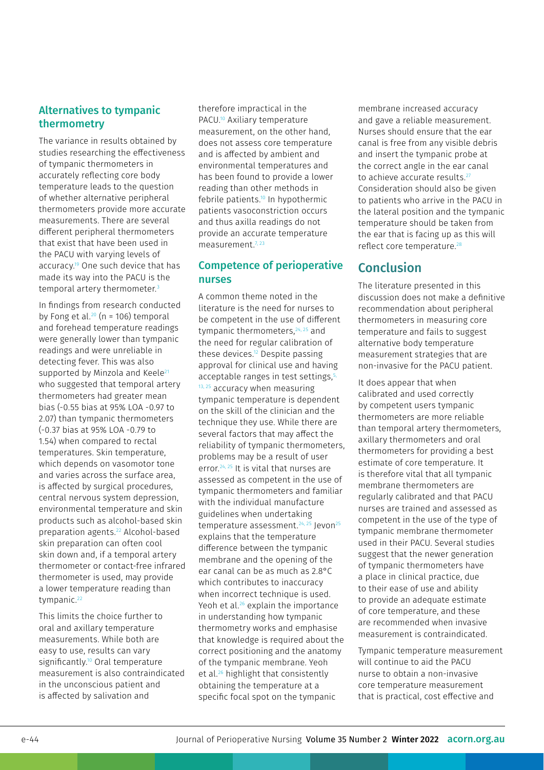## Alternatives to tympanic thermometry

The variance in results obtained by studies researching the effectiveness of tympanic thermometers in accurately reflecting core body temperature leads to the question of whether alternative peripheral thermometers provide more accurate measurements. There are several different peripheral thermometers that exist that have been used in the PACU with varying levels of accuracy.[19] One such device that has made its way into the PACU is the temporal artery thermometer.[3]

In findings from research conducted by Fong et al.[20] (n = 106) temporal and forehead temperature readings were generally lower than tympanic readings and were unreliable in detecting fever. This was also supported by Minzola and Keele[21] who suggested that temporal artery thermometers had greater mean bias (-0.55 bias at 95% LOA -0.97 to 2.07) than tympanic thermometers (-0.37 bias at 95% LOA -0.79 to 1.54) when compared to rectal temperatures. Skin temperature, which depends on vasomotor tone and varies across the surface area, is affected by surgical procedures, central nervous system depression, environmental temperature and skin products such as alcohol-based skin preparation agents.[22] Alcohol-based skin preparation can often cool skin down and, if a temporal artery thermometer or contact-free infrared thermometer is used, may provide a lower temperature reading than tympanic.[22]

This limits the choice further to oral and axillary temperature measurements. While both are easy to use, results can vary significantly.[10] Oral temperature measurement is also contraindicated in the unconscious patient and is affected by salivation and therefore impractical in the PACU.[10] Axiliary temperature measurement, on the other hand, does not assess core temperature and is affected by ambient and environmental temperatures and has been found to provide a lower reading than other methods in febrile patients.[10] In hypothermic patients vasoconstriction occurs and thus axilla readings do not provide an accurate temperature measurement.[7, 23]

## Competence of perioperative nurses

A common theme noted in the literature is the need for nurses to be competent in the use of different tympanic thermometers,[24, 25] and the need for regular calibration of these devices.[12] Despite passing approval for clinical use and having acceptable ranges in test settings,[5, 13, 25] accuracy when measuring tympanic temperature is dependent on the skill of the clinician and the technique they use. While there are several factors that may affect the reliability of tympanic thermometers, problems may be a result of user error.[24, 25] It is vital that nurses are assessed as competent in the use of tympanic thermometers and familiar with the individual manufacture guidelines when undertaking temperature assessment.[24, 25] Jevon[25] explains that the temperature difference between the tympanic membrane and the opening of the ear canal can be as much as 2.8°C which contributes to inaccuracy when incorrect technique is used. Yeoh et al.[26] explain the importance in understanding how tympanic thermometry works and emphasise that knowledge is required about the correct positioning and the anatomy of the tympanic membrane. Yeoh et al.[26] highlight that consistently obtaining the temperature at a specific focal spot on the tympanic membrane increased accuracy and gave a reliable measurement. Nurses should ensure that the ear canal is free from any visible debris and insert the tympanic probe at the correct angle in the ear canal to achieve accurate results.[27] Consideration should also be given to patients who arrive in the PACU in the lateral position and the tympanic temperature should be taken from the ear that is facing up as this will reflect core temperature.[28]

# Conclusion

The literature presented in this discussion does not make a definitive recommendation about peripheral thermometers in measuring core temperature and fails to suggest alternative body temperature measurement strategies that are non-invasive for the PACU patient.

It does appear that when calibrated and used correctly by competent users tympanic thermometers are more reliable than temporal artery thermometers, axillary thermometers and oral thermometers for providing a best estimate of core temperature. It is therefore vital that all tympanic membrane thermometers are regularly calibrated and that PACU nurses are trained and assessed as competent in the use of the type of tympanic membrane thermometer used in their PACU. Several studies suggest that the newer generation of tympanic thermometers have a place in clinical practice, due to their ease of use and ability to provide an adequate estimate of core temperature, and these are recommended when invasive measurement is contraindicated.

Tympanic temperature measurement will continue to aid the PACU nurse to obtain a non-invasive core temperature measurement that is practical, cost effective and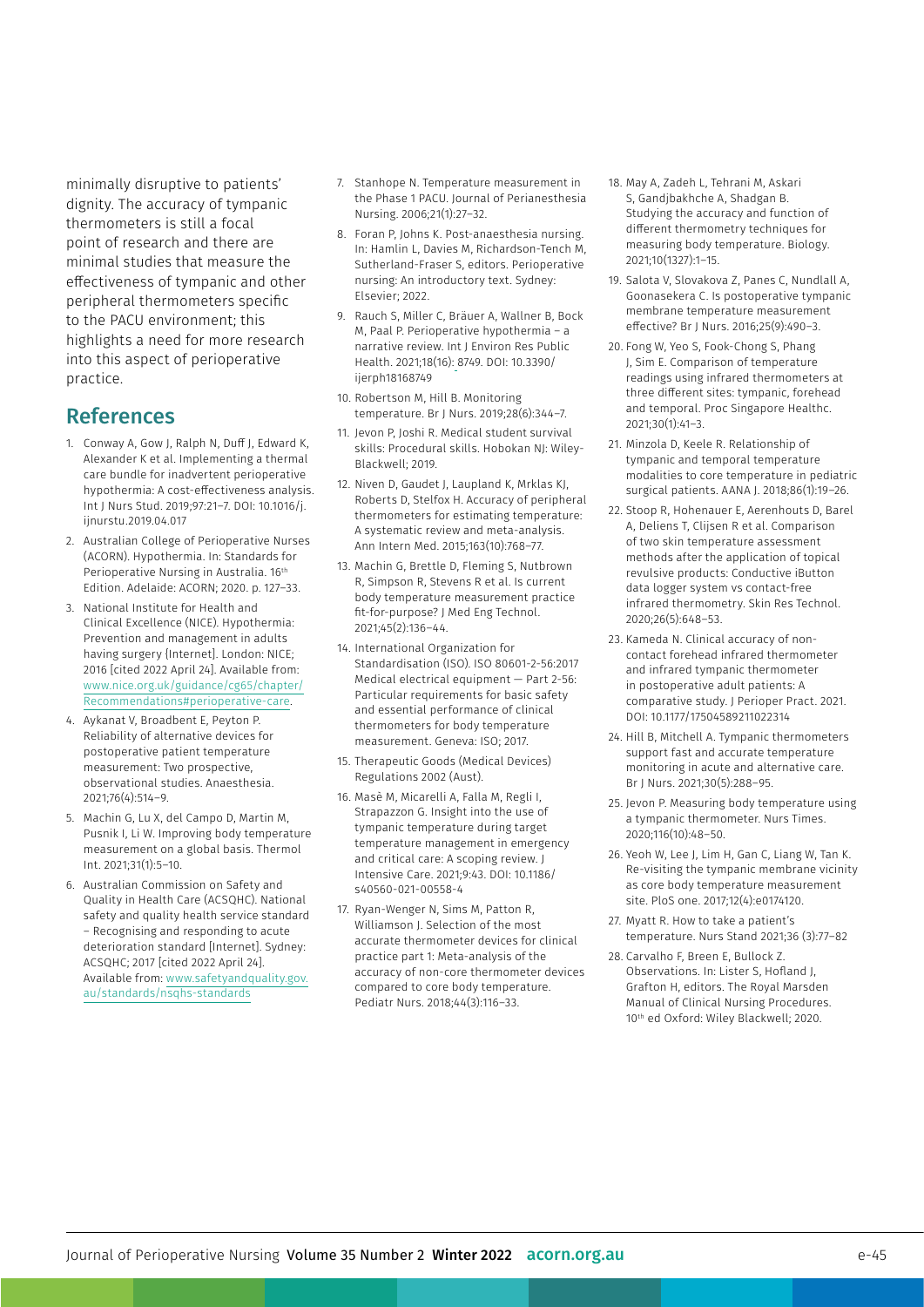minimally disruptive to patients' dignity. The accuracy of tympanic thermometers is still a focal point of research and there are minimal studies that measure the effectiveness of tympanic and other peripheral thermometers specific to the PACU environment; this highlights a need for more research into this aspect of perioperative practice.

## References

1. Conway A, Gow J, Ralph N, Duff J, Edward K, Alexander K et al. Implementing a thermal care bundle for inadvertent perioperative hypothermia: A cost-effectiveness analysis. Int J Nurs Stud. 2019;97:21–7. DOI: 10.1016/j.ijnurstu.2019.04.017
2. Australian College of Perioperative Nurses (ACORN). Hypothermia. In: Standards for Perioperative Nursing in Australia. 16th Edition. Adelaide: ACORN; 2020. p. 127–33.
3. National Institute for Health and Clinical Excellence (NICE). Hypothermia: Prevention and management in adults having surgery [Internet]. London: NICE; 2016 [cited 2022 April 24]. Available from: www.nice.org.uk/guidance/cg65/chapter/Recommendations#perioperative-care.
4. Aykanat V, Broadbent E, Peyton P. Reliability of alternative devices for postoperative patient temperature measurement: Two prospective, observational studies. Anaesthesia. 2021;76(4):514–9.
5. Machin G, Lu X, del Campo D, Martin M, Pusnik I, Li W. Improving body temperature measurement on a global basis. Thermol Int. 2021;31(1):5–10.
6. Australian Commission on Safety and Quality in Health Care (ACSQHC). National safety and quality health service standard – Recognising and responding to acute deterioration standard [Internet]. Sydney: ACSQHC; 2017 [cited 2022 April 24]. Available from: www.safetyandquality.gov.au/standards/nsqhs-standards
7. Stanhope N. Temperature measurement in the Phase 1 PACU. Journal of Perianesthesia Nursing. 2006;21(1):27–32.
8. Foran P, Johns K. Post-anaesthesia nursing. In: Hamlin L, Davies M, Richardson-Tench M, Sutherland-Fraser S, editors. Perioperative nursing: An introductory text. Sydney: Elsevier; 2022.
9. Rauch S, Miller C, Bräuer A, Wallner B, Bock M, Paal P. Perioperative hypothermia – a narrative review. Int J Environ Res Public Health. 2021;18(16): 8749. DOI: 10.3390/ijerph18168749
10. Robertson M, Hill B. Monitoring temperature. Br J Nurs. 2019;28(6):344–7.
11. Jevon P, Joshi R. Medical student survival skills: Procedural skills. Hobokan NJ: Wiley-Blackwell; 2019.
12. Niven D, Gaudet J, Laupland K, Mrklas KJ, Roberts D, Stelfox H. Accuracy of peripheral thermometers for estimating temperature: A systematic review and meta-analysis. Ann Intern Med. 2015;163(10):768–77.
13. Machin G, Brettle D, Fleming S, Nutbrown R, Simpson R, Stevens R et al. Is current body temperature measurement practice fit-for-purpose? J Med Eng Technol. 2021;45(2):136–44.
14. International Organization for Standardisation (ISO). ISO 80601-2-56:2017 Medical electrical equipment — Part 2-56: Particular requirements for basic safety and essential performance of clinical thermometers for body temperature measurement. Geneva: ISO; 2017.
15. Therapeutic Goods (Medical Devices) Regulations 2002 (Aust).
16. Masè M, Micarelli A, Falla M, Regli I, Strapazzon G. Insight into the use of tympanic temperature during target temperature management in emergency and critical care: A scoping review. J Intensive Care. 2021;9:43. DOI: 10.1186/s40560-021-00558-4
17. Ryan-Wenger N, Sims M, Patton R, Williamson J. Selection of the most accurate thermometer devices for clinical practice part 1: Meta-analysis of the accuracy of non-core thermometer devices compared to core body temperature. Pediatr Nurs. 2018;44(3):116–33.
18. May A, Zadeh L, Tehrani M, Askari S, Gandjbakhche A, Shadgan B. Studying the accuracy and function of different thermometry techniques for measuring body temperature. Biology. 2021;10(1327):1–15.
19. Salota V, Slovakova Z, Panes C, Nundlall A, Goonasekera C. Is postoperative tympanic membrane temperature measurement effective? Br J Nurs. 2016;25(9):490–3.
20. Fong W, Yeo S, Fook-Chong S, Phang J, Sim E. Comparison of temperature readings using infrared thermometers at three different sites: tympanic, forehead and temporal. Proc Singapore Healthc. 2021;30(1):41–3.
21. Minzola D, Keele R. Relationship of tympanic and temporal temperature modalities to core temperature in pediatric surgical patients. AANA J. 2018;86(1):19–26.
22. Stoop R, Hohenauer E, Aerenhouts D, Barel A, Deliens T, Clijsen R et al. Comparison of two skin temperature assessment methods after the application of topical revulsive products: Conductive iButton data logger system vs contact-free infrared thermometry. Skin Res Technol. 2020;26(5):648–53.
23. Kameda N. Clinical accuracy of non-contact forehead infrared thermometer and infrared tympanic thermometer in postoperative adult patients: A comparative study. J Perioper Pract. 2021. DOI: 10.1177/17504589211022314
24. Hill B, Mitchell A. Tympanic thermometers support fast and accurate temperature monitoring in acute and alternative care. Br J Nurs. 2021;30(5):288–95.
25. Jevon P. Measuring body temperature using a tympanic thermometer. Nurs Times. 2020;116(10):48–50.
26. Yeoh W, Lee J, Lim H, Gan C, Liang W, Tan K. Re-visiting the tympanic membrane vicinity as core body temperature measurement site. PloS one. 2017;12(4):e0174120.
27. Myatt R. How to take a patient's temperature. Nurs Stand 2021;36 (3):77–82
28. Carvalho F, Breen E, Bullock Z. Observations. In: Lister S, Hofland J, Grafton H, editors. The Royal Marsden Manual of Clinical Nursing Procedures. 10th ed Oxford: Wiley Blackwell; 2020.